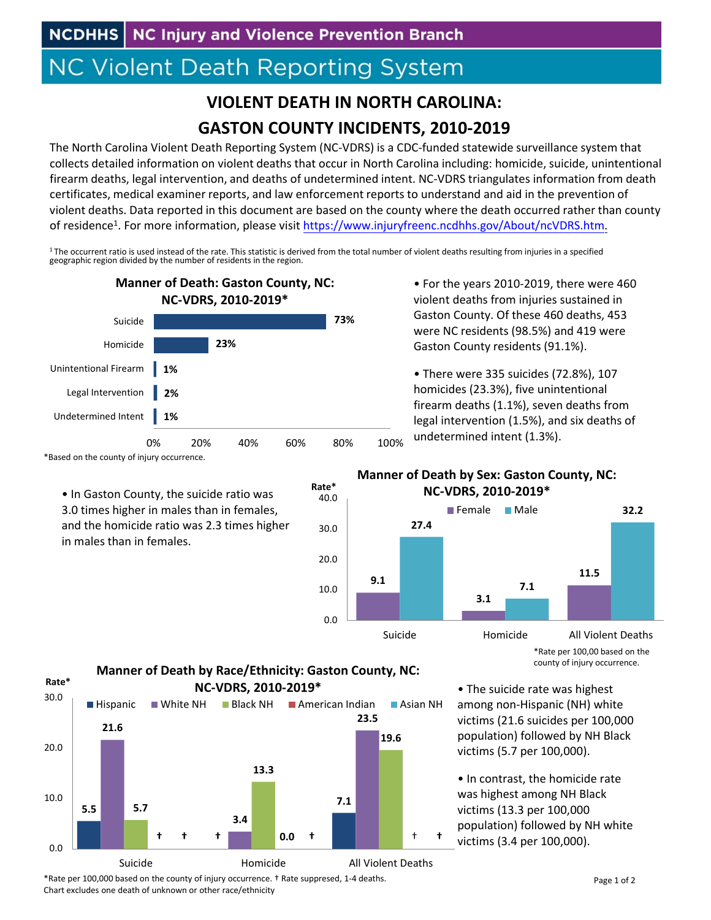NCDHHS | NC Injury and Violence Prevention Branch

# NC Violent Death Reporting System

## VIOLENT DEATH IN NORTH CAROLINA: GASTON COUNTY INCIDENTS, 2010-2019

The North Carolina Violent Death Reporting System (NC-VDRS) is a CDC-funded statewide surveillance system that collects detailed information on violent deaths that occur in North Carolina including: homicide, suicide, unintentional firearm deaths, legal intervention, and deaths of undetermined intent. NC-VDRS triangulates information from death certificates, medical examiner reports, and law enforcement reports to understand and aid in the prevention of violent deaths. Data reported in this document are based on the county where the death occurred rather than county of residence[1]. For more information, please visit https://www.injuryfreenc.ncdhhs.gov/About/ncVDRS.htm.

[1] The occurrent ratio is used instead of the rate. This statistic is derived from the total number of violent deaths resulting from injuries in a specified geographic region divided by the number of residents in the region.

**Manner of Death: Gaston County, NC: NC-VDRS, 2010-2019***

| Manner of Death | Percent |
|---|---|
| Suicide | 73% |
| Homicide | 23% |
| Unintentional Firearm | 1% |
| Legal Intervention | 2% |
| Undetermined Intent | 1% |

*Based on the county of injury occurrence.

- For the years 2010-2019, there were 460 violent deaths from injuries sustained in Gaston County. Of these 460 deaths, 453 were NC residents (98.5%) and 419 were Gaston County residents (91.1%).
- There were 335 suicides (72.8%), 107 homicides (23.3%), five unintentional firearm deaths (1.1%), seven deaths from legal intervention (1.5%), and six deaths of undetermined intent (1.3%).

- In Gaston County, the suicide ratio was 3.0 times higher in males than in females, and the homicide ratio was 2.3 times higher in males than in females.

**Manner of Death by Sex: Gaston County, NC: NC-VDRS, 2010-2019***

| Rate* | Female | Male |
|---|---|---|
| Suicide | 9.1 | 27.4 |
| Homicide | 3.1 | 7.1 |
| All Violent Deaths | 11.5 | 32.2 |

*Rate per 100,00 based on the county of injury occurrence.

**Manner of Death by Race/Ethnicity: Gaston County, NC: NC-VDRS, 2010-2019***

| Rate* | Hispanic | White NH | Black NH | American Indian | Asian NH |
|---|---|---|---|---|---|
| Suicide | 5.5 | 21.6 | 5.7 | † | † |
| Homicide | † | 3.4 | 13.3 | 0.0 | † |
| All Violent Deaths | 7.1 | 23.5 | 19.6 | † | † |

*Rate per 100,000 based on the county of injury occurrence. † Rate suppressed, 1-4 deaths.
Chart excludes one death of unknown or other race/ethnicity

- The suicide rate was highest among non-Hispanic (NH) white victims (21.6 suicides per 100,000 population) followed by NH Black victims (5.7 per 100,000).
- In contrast, the homicide rate was highest among NH Black victims (13.3 per 100,000 population) followed by NH white victims (3.4 per 100,000).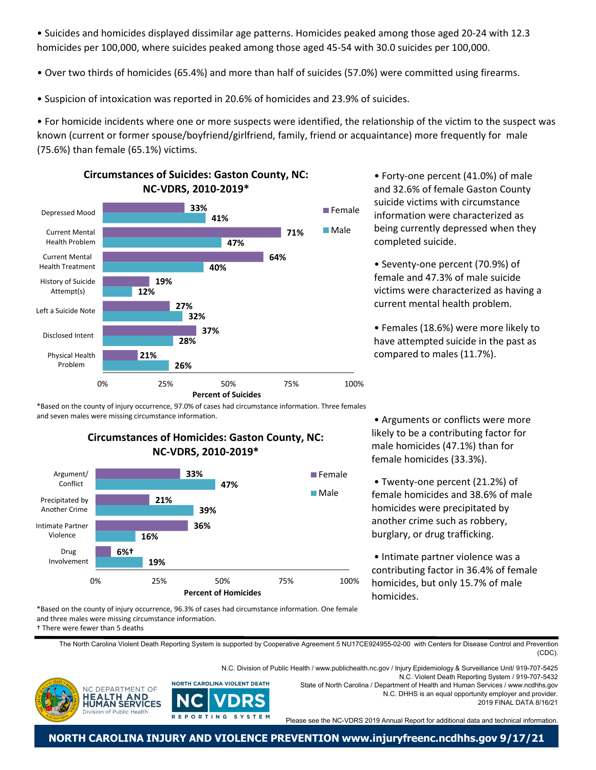• Suicides and homicides displayed dissimilar age patterns. Homicides peaked among those aged 20-24 with 12.3 homicides per 100,000, where suicides peaked among those aged 45-54 with 30.0 suicides per 100,000.

• Over two thirds of homicides (65.4%) and more than half of suicides (57.0%) were committed using firearms.

• Suspicion of intoxication was reported in 20.6% of homicides and 23.9% of suicides.

• For homicide incidents where one or more suspects were identified, the relationship of the victim to the suspect was known (current or former spouse/boyfriend/girlfriend, family, friend or acquaintance) more frequently for male (75.6%) than female (65.1%) victims.

**Circumstances of Suicides: Gaston County, NC: NC-VDRS, 2010-2019***

Female
Male

Depressed Mood: 33%, 41%
Current Mental Health Problem: 71%, 47%
Current Mental Health Treatment: 64%, 40%
History of Suicide Attempt(s): 19%, 12%
Left a Suicide Note: 27%, 32%
Disclosed Intent: 37%, 28%
Physical Health Problem: 21%, 26%

0% 25% 50% 75% 100%
Percent of Suicides

*Based on the county of injury occurrence, 97.0% of cases had circumstance information. Three females and seven males were missing circumstance information.

• Forty-one percent (41.0%) of male and 32.6% of female Gaston County suicide victims with circumstance information were characterized as being currently depressed when they completed suicide.

• Seventy-one percent (70.9%) of female and 47.3% of male suicide victims were characterized as having a current mental health problem.

• Females (18.6%) were more likely to have attempted suicide in the past as compared to males (11.7%).

**Circumstances of Homicides: Gaston County, NC: NC-VDRS, 2010-2019***

Female
Male

Argument/ Conflict: 33%, 47%
Precipitated by Another Crime: 21%, 39%
Intimate Partner Violence: 36%, 16%
Drug Involvement: 6%†, 19%

0% 25% 50% 75% 100%
Percent of Homicides

*Based on the county of injury occurrence, 96.3% of cases had circumstance information. One female and three males were missing circumstance information.
† There were fewer than 5 deaths

• Arguments or conflicts were more likely to be a contributing factor for male homicides (47.1%) than for female homicides (33.3%).

• Twenty-one percent (21.2%) of female homicides and 38.6% of male homicides were precipitated by another crime such as robbery, burglary, or drug trafficking.

• Intimate partner violence was a contributing factor in 36.4% of female homicides, but only 15.7% of male homicides.

The North Carolina Violent Death Reporting System is supported by Cooperative Agreement 5 NU17CE924955-02-00 with Centers for Disease Control and Prevention (CDC).

N.C. Division of Public Health / www.publichealth.nc.gov / Injury Epidemiology & Surveillance Unit/ 919-707-5425
N.C. Violent Death Reporting System / 919-707-5432
State of North Carolina / Department of Health and Human Services / www.ncdhhs.gov
N.C. DHHS is an equal opportunity employer and provider.
2019 FINAL DATA 8/16/21

NC DEPARTMENT OF HEALTH AND HUMAN SERVICES Division of Public Health

NORTH CAROLINA VIOLENT DEATH NC VDRS REPORTING SYSTEM

Please see the NC-VDRS 2019 Annual Report for additional data and technical information.

**NORTH CAROLINA INJURY AND VIOLENCE PREVENTION www.injuryfreenc.ncdhhs.gov 9/17/21**